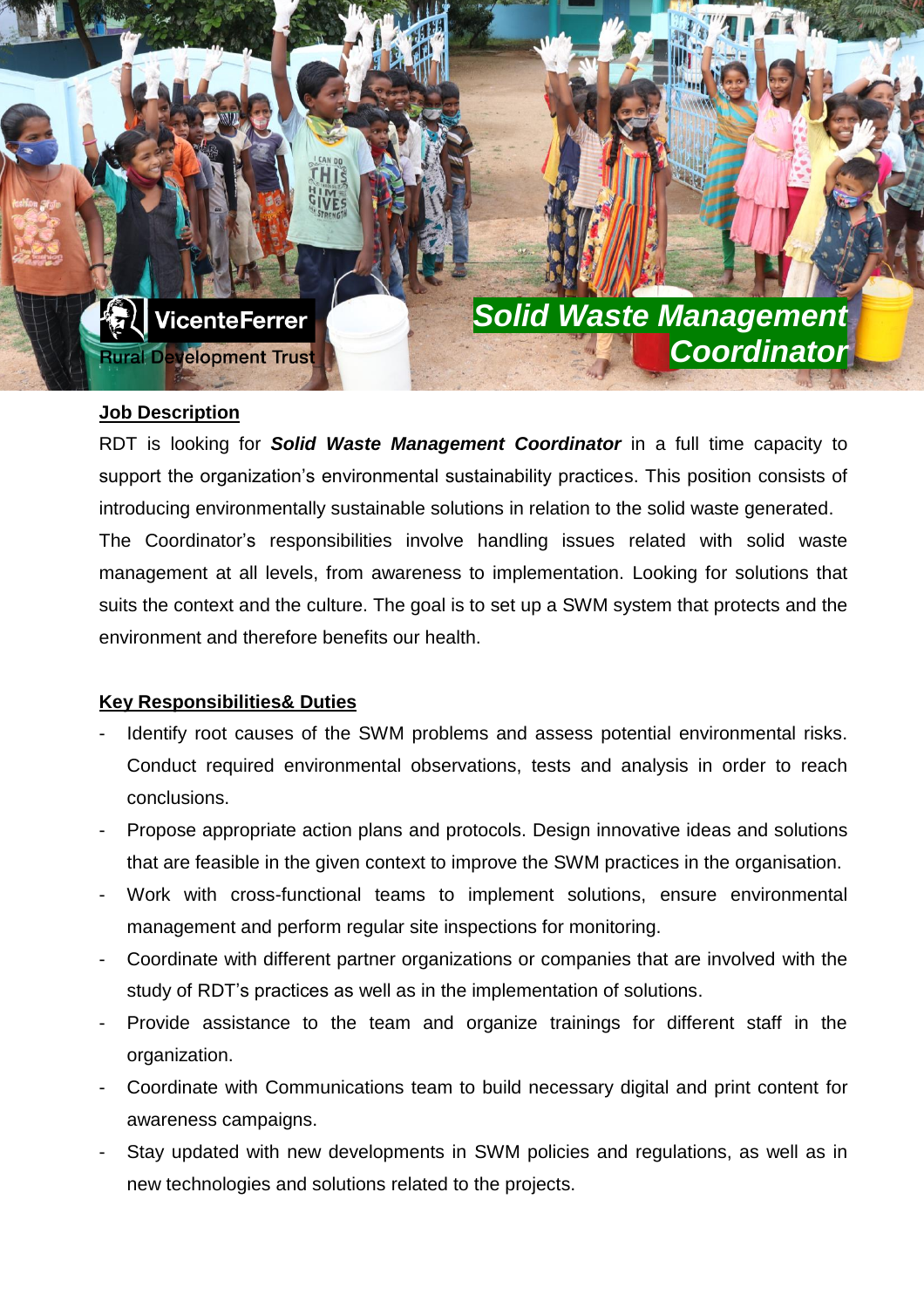ViceneFerrer
Rural Development Trust

# Solid Waste Management Coordinator

## Job Description

RDT is looking for ***Solid Waste Management Coordinator*** in a full time capacity to support the organization's environmental sustainability practices. This position consists of introducing environmentally sustainable solutions in relation to the solid waste generated.

The Coordinator's responsibilities involve handling issues related with solid waste management at all levels, from awareness to implementation. Looking for solutions that suits the context and the culture. The goal is to set up a SWM system that protects and the environment and therefore benefits our health.

## Key Responsibilities& Duties

- Identify root causes of the SWM problems and assess potential environmental risks. Conduct required environmental observations, tests and analysis in order to reach conclusions.
- Propose appropriate action plans and protocols. Design innovative ideas and solutions that are feasible in the given context to improve the SWM practices in the organisation.
- Work with cross-functional teams to implement solutions, ensure environmental management and perform regular site inspections for monitoring.
- Coordinate with different partner organizations or companies that are involved with the study of RDT's practices as well as in the implementation of solutions.
- Provide assistance to the team and organize trainings for different staff in the organization.
- Coordinate with Communications team to build necessary digital and print content for awareness campaigns.
- Stay updated with new developments in SWM policies and regulations, as well as in new technologies and solutions related to the projects.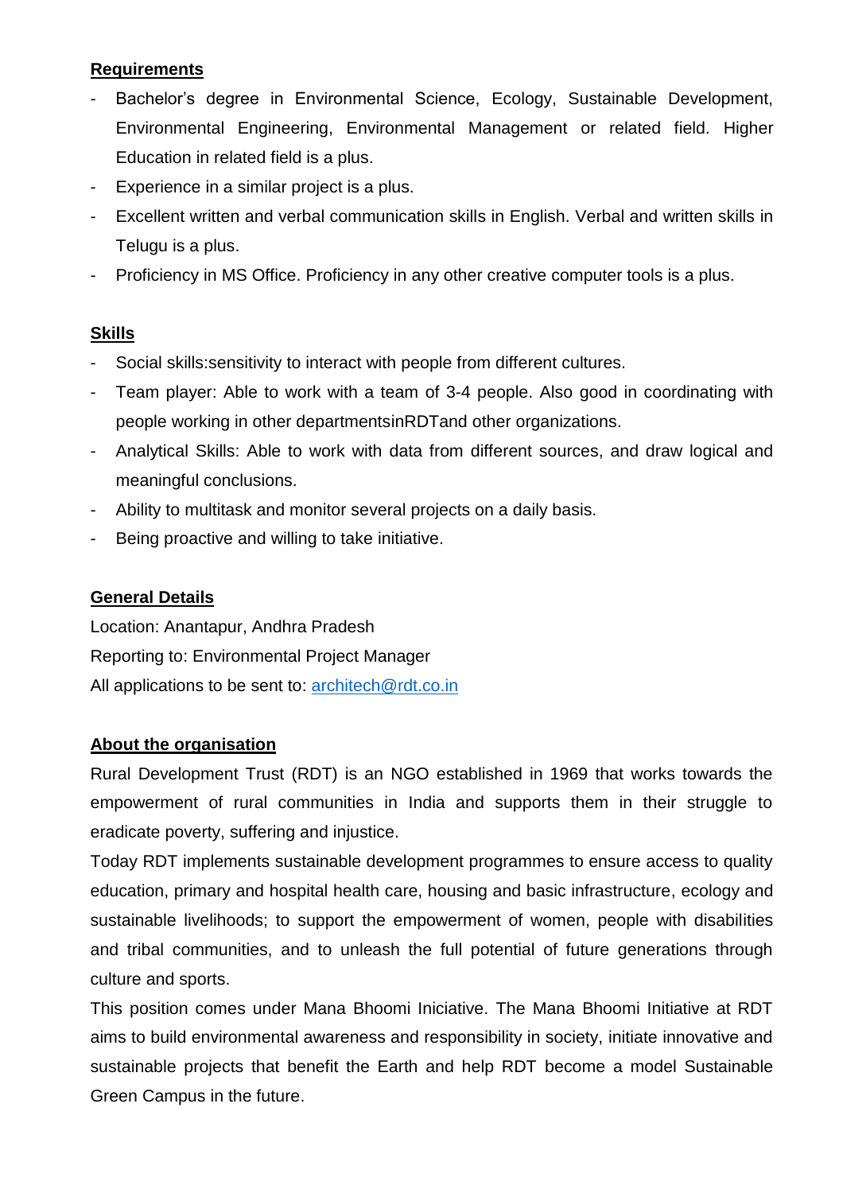**Requirements**

- Bachelor's degree in Environmental Science, Ecology, Sustainable Development, Environmental Engineering, Environmental Management or related field. Higher Education in related field is a plus.
- Experience in a similar project is a plus.
- Excellent written and verbal communication skills in English. Verbal and written skills in Telugu is a plus.
- Proficiency in MS Office. Proficiency in any other creative computer tools is a plus.

**Skills**

- Social skills:sensitivity to interact with people from different cultures.
- Team player: Able to work with a team of 3-4 people. Also good in coordinating with people working in other departmentsinRDTand other organizations.
- Analytical Skills: Able to work with data from different sources, and draw logical and meaningful conclusions.
- Ability to multitask and monitor several projects on a daily basis.
- Being proactive and willing to take initiative.

**General Details**

Location: Anantapur, Andhra Pradesh

Reporting to: Environmental Project Manager

All applications to be sent to: architech@rdt.co.in

**About the organisation**

Rural Development Trust (RDT) is an NGO established in 1969 that works towards the empowerment of rural communities in India and supports them in their struggle to eradicate poverty, suffering and injustice.

Today RDT implements sustainable development programmes to ensure access to quality education, primary and hospital health care, housing and basic infrastructure, ecology and sustainable livelihoods; to support the empowerment of women, people with disabilities and tribal communities, and to unleash the full potential of future generations through culture and sports.

This position comes under Mana Bhoomi Iniciative. The Mana Bhoomi Initiative at RDT aims to build environmental awareness and responsibility in society, initiate innovative and sustainable projects that benefit the Earth and help RDT become a model Sustainable Green Campus in the future.